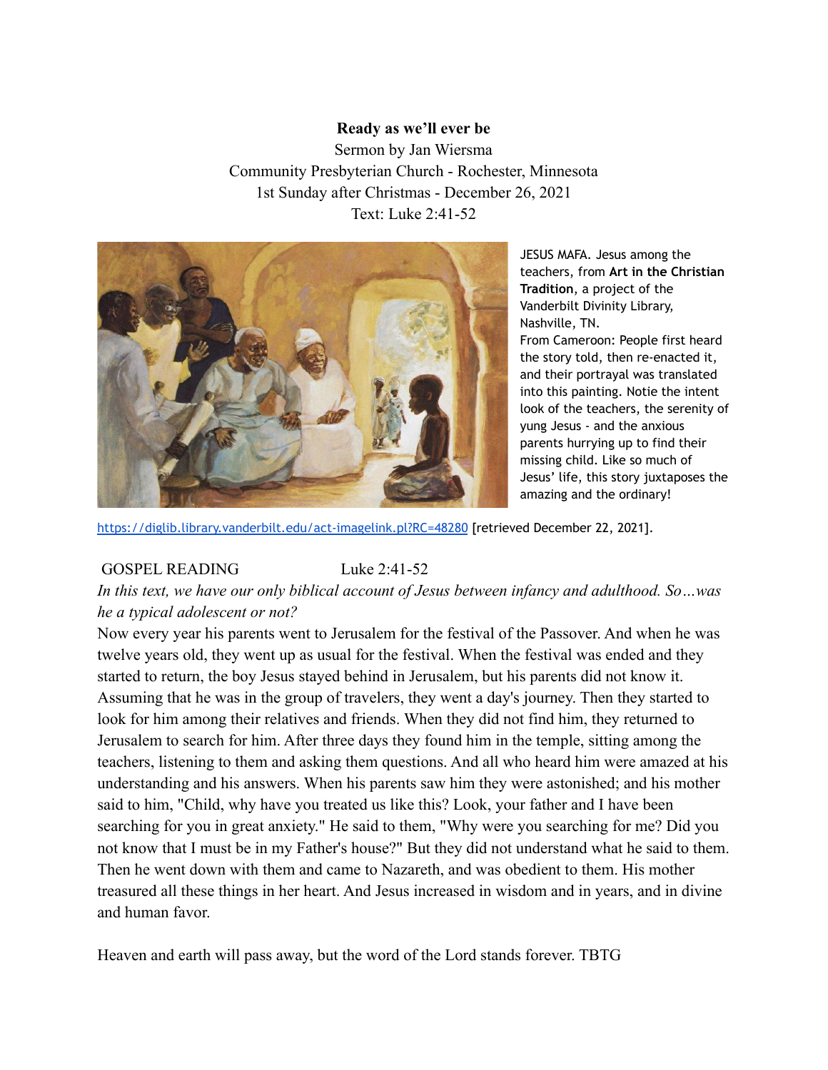**Ready as we'll ever be**

Sermon by Jan Wiersma
Community Presbyterian Church - Rochester, Minnesota
1st Sunday after Christmas - December 26, 2021
Text: Luke 2:41-52

JESUS MAFA. Jesus among the teachers, from **Art in the Christian Tradition**, a project of the Vanderbilt Divinity Library, Nashville, TN.
From Cameroon: People first heard the story told, then re-enacted it, and their portrayal was translated into this painting. Notie the intent look of the teachers, the serenity of yung Jesus - and the anxious parents hurrying up to find their missing child. Like so much of Jesus' life, this story juxtaposes the amazing and the ordinary!

https://diglib.library.vanderbilt.edu/act-imagelink.pl?RC=48280 [retrieved December 22, 2021].

GOSPEL READING Luke 2:41-52

*In this text, we have our only biblical account of Jesus between infancy and adulthood. So…was he a typical adolescent or not?*

Now every year his parents went to Jerusalem for the festival of the Passover. And when he was twelve years old, they went up as usual for the festival. When the festival was ended and they started to return, the boy Jesus stayed behind in Jerusalem, but his parents did not know it. Assuming that he was in the group of travelers, they went a day's journey. Then they started to look for him among their relatives and friends. When they did not find him, they returned to Jerusalem to search for him. After three days they found him in the temple, sitting among the teachers, listening to them and asking them questions. And all who heard him were amazed at his understanding and his answers. When his parents saw him they were astonished; and his mother said to him, "Child, why have you treated us like this? Look, your father and I have been searching for you in great anxiety." He said to them, "Why were you searching for me? Did you not know that I must be in my Father's house?" But they did not understand what he said to them. Then he went down with them and came to Nazareth, and was obedient to them. His mother treasured all these things in her heart. And Jesus increased in wisdom and in years, and in divine and human favor.

Heaven and earth will pass away, but the word of the Lord stands forever. TBTG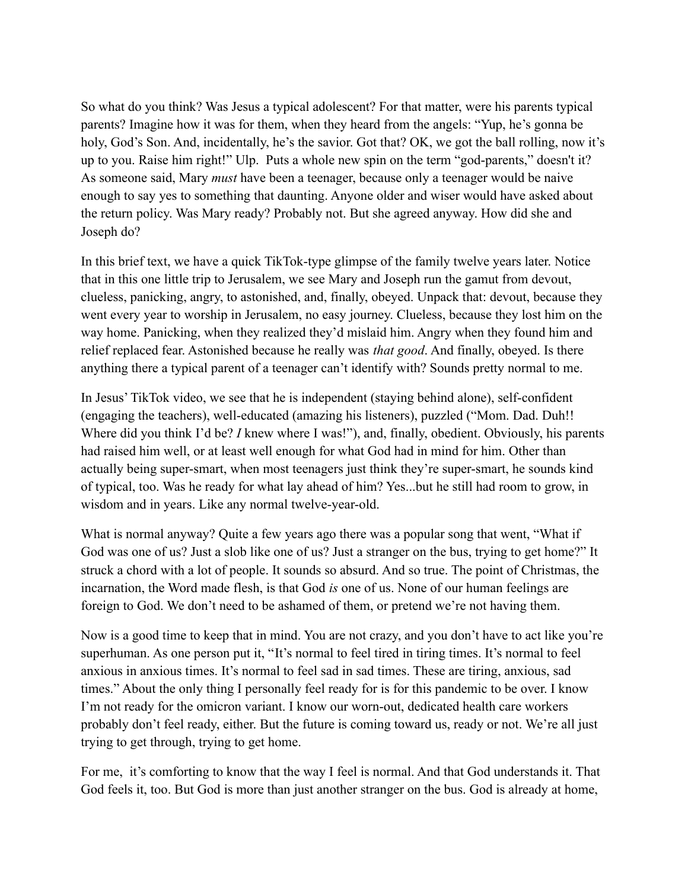So what do you think? Was Jesus a typical adolescent? For that matter, were his parents typical parents? Imagine how it was for them, when they heard from the angels: "Yup, he's gonna be holy, God's Son. And, incidentally, he's the savior. Got that? OK, we got the ball rolling, now it's up to you. Raise him right!" Ulp. Puts a whole new spin on the term "god-parents," doesn't it? As someone said, Mary *must* have been a teenager, because only a teenager would be naive enough to say yes to something that daunting. Anyone older and wiser would have asked about the return policy. Was Mary ready? Probably not. But she agreed anyway. How did she and Joseph do?

In this brief text, we have a quick TikTok-type glimpse of the family twelve years later. Notice that in this one little trip to Jerusalem, we see Mary and Joseph run the gamut from devout, clueless, panicking, angry, to astonished, and, finally, obeyed. Unpack that: devout, because they went every year to worship in Jerusalem, no easy journey. Clueless, because they lost him on the way home. Panicking, when they realized they'd mislaid him. Angry when they found him and relief replaced fear. Astonished because he really was *that good*. And finally, obeyed. Is there anything there a typical parent of a teenager can't identify with? Sounds pretty normal to me.

In Jesus' TikTok video, we see that he is independent (staying behind alone), self-confident (engaging the teachers), well-educated (amazing his listeners), puzzled ("Mom. Dad. Duh!! Where did you think I'd be? *I* knew where I was!"), and, finally, obedient. Obviously, his parents had raised him well, or at least well enough for what God had in mind for him. Other than actually being super-smart, when most teenagers just think they're super-smart, he sounds kind of typical, too. Was he ready for what lay ahead of him? Yes...but he still had room to grow, in wisdom and in years. Like any normal twelve-year-old.

What is normal anyway? Quite a few years ago there was a popular song that went, "What if God was one of us? Just a slob like one of us? Just a stranger on the bus, trying to get home?" It struck a chord with a lot of people. It sounds so absurd. And so true. The point of Christmas, the incarnation, the Word made flesh, is that God *is* one of us. None of our human feelings are foreign to God. We don't need to be ashamed of them, or pretend we're not having them.

Now is a good time to keep that in mind. You are not crazy, and you don't have to act like you're superhuman. As one person put it, "It's normal to feel tired in tiring times. It's normal to feel anxious in anxious times. It's normal to feel sad in sad times. These are tiring, anxious, sad times." About the only thing I personally feel ready for is for this pandemic to be over. I know I'm not ready for the omicron variant. I know our worn-out, dedicated health care workers probably don't feel ready, either. But the future is coming toward us, ready or not. We're all just trying to get through, trying to get home.

For me, it's comforting to know that the way I feel is normal. And that God understands it. That God feels it, too. But God is more than just another stranger on the bus. God is already at home,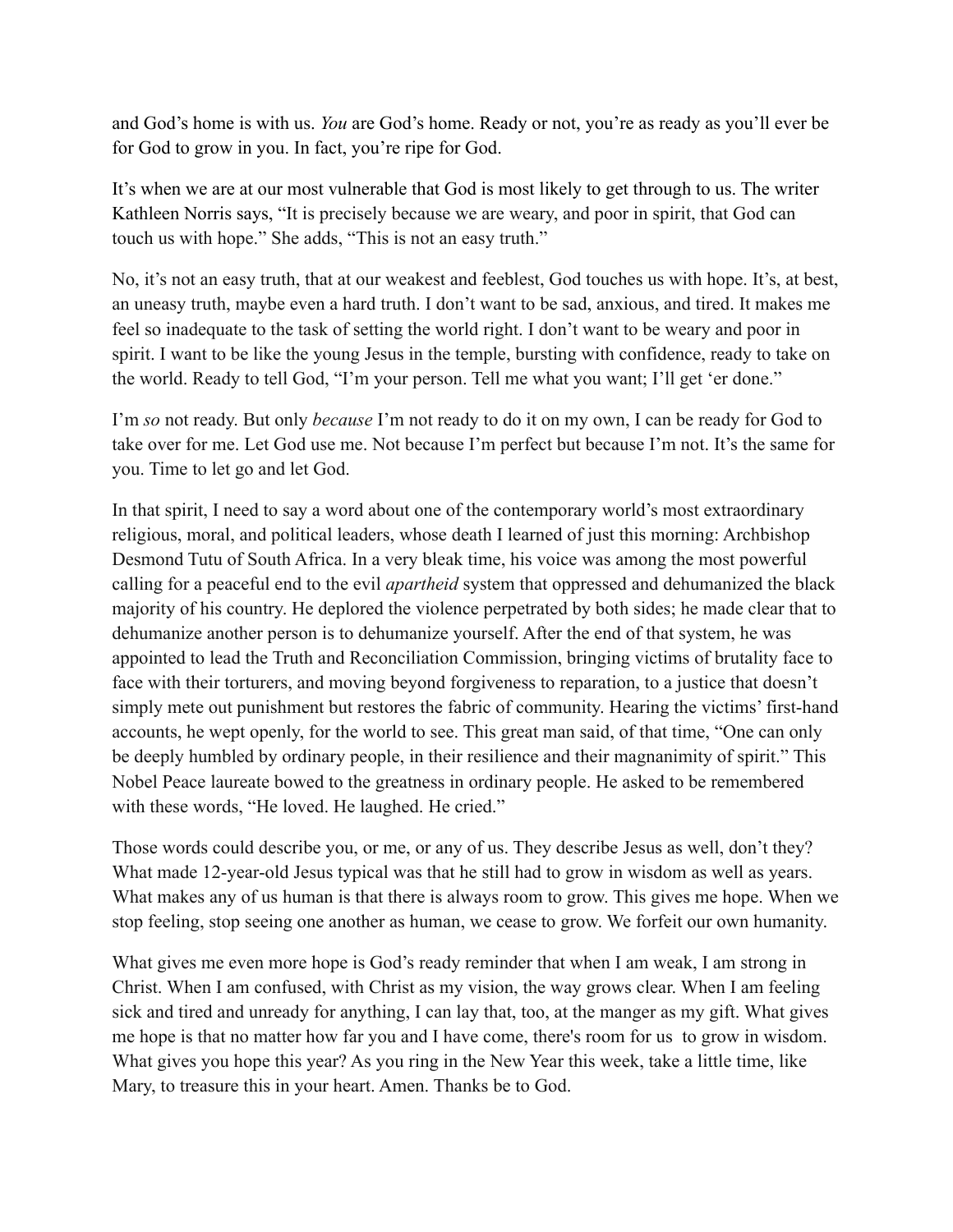and God's home is with us. *You* are God's home. Ready or not, you're as ready as you'll ever be for God to grow in you. In fact, you're ripe for God.

It's when we are at our most vulnerable that God is most likely to get through to us. The writer Kathleen Norris says, "It is precisely because we are weary, and poor in spirit, that God can touch us with hope." She adds, "This is not an easy truth."

No, it's not an easy truth, that at our weakest and feeblest, God touches us with hope. It's, at best, an uneasy truth, maybe even a hard truth. I don't want to be sad, anxious, and tired. It makes me feel so inadequate to the task of setting the world right. I don't want to be weary and poor in spirit. I want to be like the young Jesus in the temple, bursting with confidence, ready to take on the world. Ready to tell God, "I'm your person. Tell me what you want; I'll get 'er done."

I'm *so* not ready. But only *because* I'm not ready to do it on my own, I can be ready for God to take over for me. Let God use me. Not because I'm perfect but because I'm not. It's the same for you. Time to let go and let God.

In that spirit, I need to say a word about one of the contemporary world's most extraordinary religious, moral, and political leaders, whose death I learned of just this morning: Archbishop Desmond Tutu of South Africa. In a very bleak time, his voice was among the most powerful calling for a peaceful end to the evil *apartheid* system that oppressed and dehumanized the black majority of his country. He deplored the violence perpetrated by both sides; he made clear that to dehumanize another person is to dehumanize yourself. After the end of that system, he was appointed to lead the Truth and Reconciliation Commission, bringing victims of brutality face to face with their torturers, and moving beyond forgiveness to reparation, to a justice that doesn't simply mete out punishment but restores the fabric of community. Hearing the victims' first-hand accounts, he wept openly, for the world to see. This great man said, of that time, "One can only be deeply humbled by ordinary people, in their resilience and their magnanimity of spirit." This Nobel Peace laureate bowed to the greatness in ordinary people. He asked to be remembered with these words, "He loved. He laughed. He cried."

Those words could describe you, or me, or any of us. They describe Jesus as well, don't they? What made 12-year-old Jesus typical was that he still had to grow in wisdom as well as years. What makes any of us human is that there is always room to grow. This gives me hope. When we stop feeling, stop seeing one another as human, we cease to grow. We forfeit our own humanity.

What gives me even more hope is God's ready reminder that when I am weak, I am strong in Christ. When I am confused, with Christ as my vision, the way grows clear. When I am feeling sick and tired and unready for anything, I can lay that, too, at the manger as my gift. What gives me hope is that no matter how far you and I have come, there's room for us to grow in wisdom. What gives you hope this year? As you ring in the New Year this week, take a little time, like Mary, to treasure this in your heart. Amen. Thanks be to God.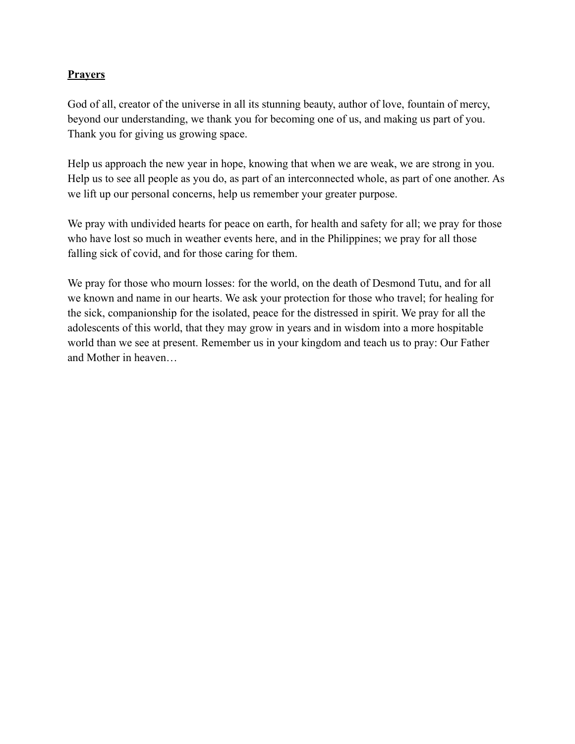**<u>Prayers</u>**

God of all, creator of the universe in all its stunning beauty, author of love, fountain of mercy, beyond our understanding, we thank you for becoming one of us, and making us part of you. Thank you for giving us growing space.

Help us approach the new year in hope, knowing that when we are weak, we are strong in you. Help us to see all people as you do, as part of an interconnected whole, as part of one another. As we lift up our personal concerns, help us remember your greater purpose.

We pray with undivided hearts for peace on earth, for health and safety for all; we pray for those who have lost so much in weather events here, and in the Philippines; we pray for all those falling sick of covid, and for those caring for them.

We pray for those who mourn losses: for the world, on the death of Desmond Tutu, and for all we known and name in our hearts. We ask your protection for those who travel; for healing for the sick, companionship for the isolated, peace for the distressed in spirit. We pray for all the adolescents of this world, that they may grow in years and in wisdom into a more hospitable world than we see at present. Remember us in your kingdom and teach us to pray: Our Father and Mother in heaven…